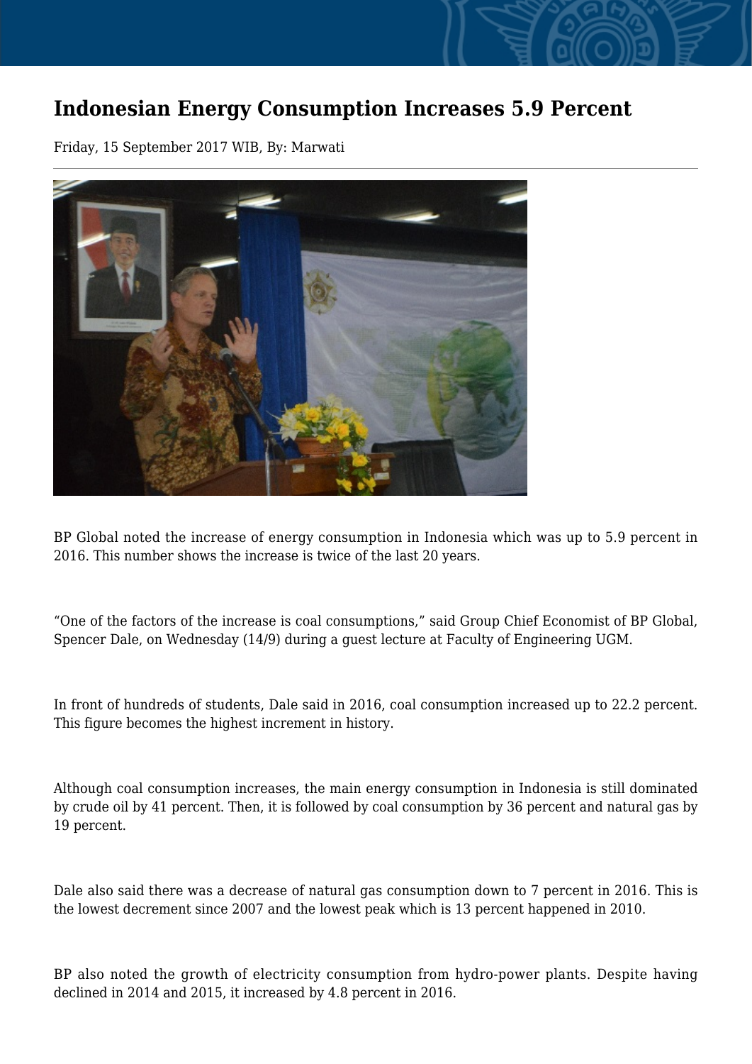# Indonesian Energy Consumption Increases 5.9 Percent

Friday, 15 September 2017 WIB, By: Marwati

---

BP Global noted the increase of energy consumption in Indonesia which was up to 5.9 percent in 2016. This number shows the increase is twice of the last 20 years.

“One of the factors of the increase is coal consumptions,” said Group Chief Economist of BP Global, Spencer Dale, on Wednesday (14/9) during a guest lecture at Faculty of Engineering UGM.

In front of hundreds of students, Dale said in 2016, coal consumption increased up to 22.2 percent. This figure becomes the highest increment in history.

Although coal consumption increases, the main energy consumption in Indonesia is still dominated by crude oil by 41 percent. Then, it is followed by coal consumption by 36 percent and natural gas by 19 percent.

Dale also said there was a decrease of natural gas consumption down to 7 percent in 2016. This is the lowest decrement since 2007 and the lowest peak which is 13 percent happened in 2010.

BP also noted the growth of electricity consumption from hydro-power plants. Despite having declined in 2014 and 2015, it increased by 4.8 percent in 2016.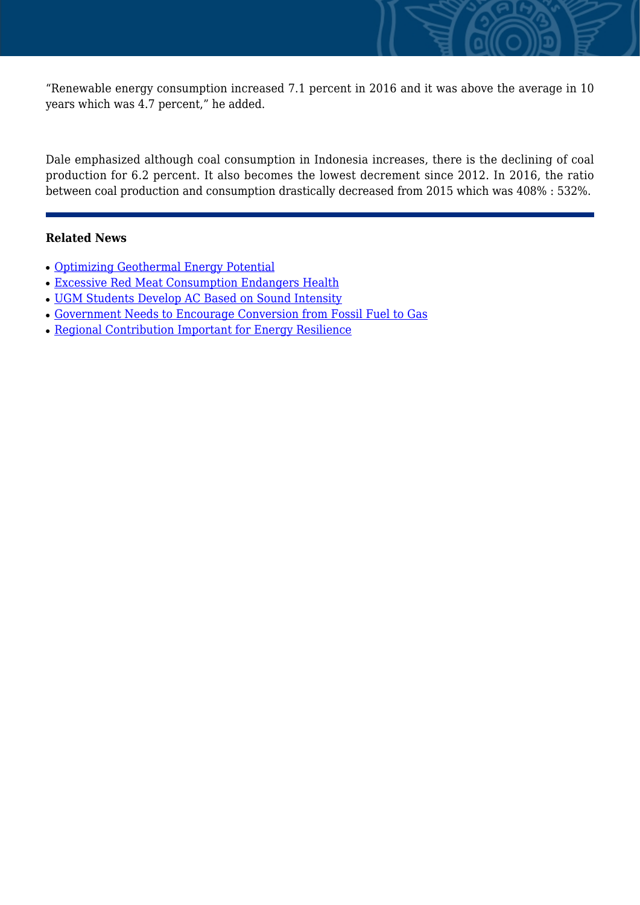"Renewable energy consumption increased 7.1 percent in 2016 and it was above the average in 10 years which was 4.7 percent," he added.

Dale emphasized although coal consumption in Indonesia increases, there is the declining of coal production for 6.2 percent. It also becomes the lowest decrement since 2012. In 2016, the ratio between coal production and consumption drastically decreased from 2015 which was 408% : 532%.

---

**Related News**

- Optimizing Geothermal Energy Potential
- Excessive Red Meat Consumption Endangers Health
- UGM Students Develop AC Based on Sound Intensity
- Government Needs to Encourage Conversion from Fossil Fuel to Gas
- Regional Contribution Important for Energy Resilience